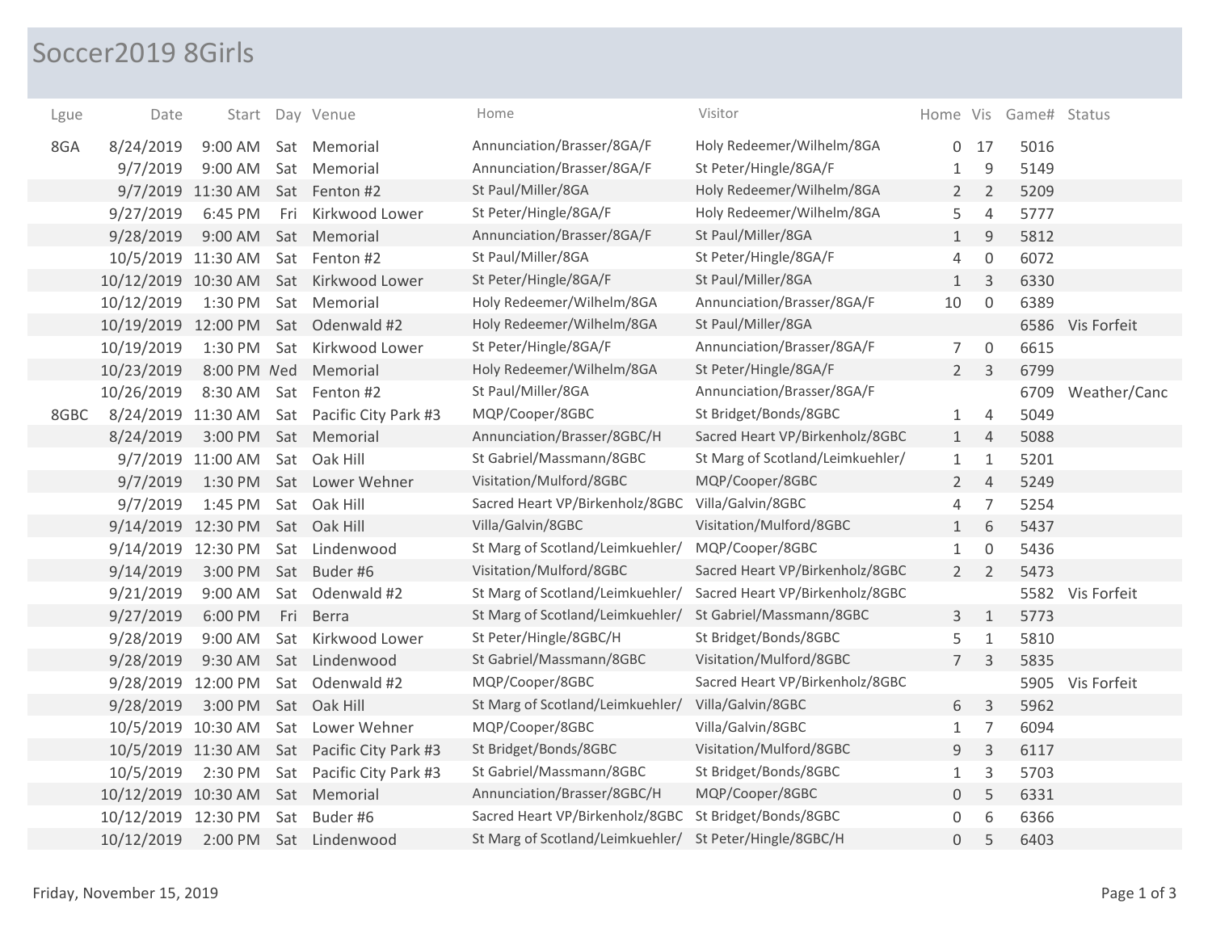# Soccer2019 8Girls

| Lgue | Date | Start | Day | Venue | Home | Visitor | Home | Vis | Game# | Status |
|---|---|---|---|---|---|---|---|---|---|---|
| 8GA | 8/24/2019 | 9:00 AM | Sat | Memorial | Annunciation/Brasser/8GA/F | Holy Redeemer/Wilhelm/8GA | 0 | 17 | 5016 | |
| | 9/7/2019 | 9:00 AM | Sat | Memorial | Annunciation/Brasser/8GA/F | St Peter/Hingle/8GA/F | 1 | 9 | 5149 | |
| | 9/7/2019 | 11:30 AM | Sat | Fenton #2 | St Paul/Miller/8GA | Holy Redeemer/Wilhelm/8GA | 2 | 2 | 5209 | |
| | 9/27/2019 | 6:45 PM | Fri | Kirkwood Lower | St Peter/Hingle/8GA/F | Holy Redeemer/Wilhelm/8GA | 5 | 4 | 5777 | |
| | 9/28/2019 | 9:00 AM | Sat | Memorial | Annunciation/Brasser/8GA/F | St Paul/Miller/8GA | 1 | 9 | 5812 | |
| | 10/5/2019 | 11:30 AM | Sat | Fenton #2 | St Paul/Miller/8GA | St Peter/Hingle/8GA/F | 4 | 0 | 6072 | |
| | 10/12/2019 | 10:30 AM | Sat | Kirkwood Lower | St Peter/Hingle/8GA/F | St Paul/Miller/8GA | 1 | 3 | 6330 | |
| | 10/12/2019 | 1:30 PM | Sat | Memorial | Holy Redeemer/Wilhelm/8GA | Annunciation/Brasser/8GA/F | 10 | 0 | 6389 | |
| | 10/19/2019 | 12:00 PM | Sat | Odenwald #2 | Holy Redeemer/Wilhelm/8GA | St Paul/Miller/8GA | | | 6586 | Vis Forfeit |
| | 10/19/2019 | 1:30 PM | Sat | Kirkwood Lower | St Peter/Hingle/8GA/F | Annunciation/Brasser/8GA/F | 7 | 0 | 6615 | |
| | 10/23/2019 | 8:00 PM | Wed | Memorial | Holy Redeemer/Wilhelm/8GA | St Peter/Hingle/8GA/F | 2 | 3 | 6799 | |
| | 10/26/2019 | 8:30 AM | Sat | Fenton #2 | St Paul/Miller/8GA | Annunciation/Brasser/8GA/F | | | 6709 | Weather/Canc |
| 8GBC | 8/24/2019 | 11:30 AM | Sat | Pacific City Park #3 | MQP/Cooper/8GBC | St Bridget/Bonds/8GBC | 1 | 4 | 5049 | |
| | 8/24/2019 | 3:00 PM | Sat | Memorial | Annunciation/Brasser/8GBC/H | Sacred Heart VP/Birkenholz/8GBC | 1 | 4 | 5088 | |
| | 9/7/2019 | 11:00 AM | Sat | Oak Hill | St Gabriel/Massmann/8GBC | St Marg of Scotland/Leimkuehler/ | 1 | 1 | 5201 | |
| | 9/7/2019 | 1:30 PM | Sat | Lower Wehner | Visitation/Mulford/8GBC | MQP/Cooper/8GBC | 2 | 4 | 5249 | |
| | 9/7/2019 | 1:45 PM | Sat | Oak Hill | Sacred Heart VP/Birkenholz/8GBC | Villa/Galvin/8GBC | 4 | 7 | 5254 | |
| | 9/14/2019 | 12:30 PM | Sat | Oak Hill | Villa/Galvin/8GBC | Visitation/Mulford/8GBC | 1 | 6 | 5437 | |
| | 9/14/2019 | 12:30 PM | Sat | Lindenwood | St Marg of Scotland/Leimkuehler/ | MQP/Cooper/8GBC | 1 | 0 | 5436 | |
| | 9/14/2019 | 3:00 PM | Sat | Buder #6 | Visitation/Mulford/8GBC | Sacred Heart VP/Birkenholz/8GBC | 2 | 2 | 5473 | |
| | 9/21/2019 | 9:00 AM | Sat | Odenwald #2 | St Marg of Scotland/Leimkuehler/ | Sacred Heart VP/Birkenholz/8GBC | | | 5582 | Vis Forfeit |
| | 9/27/2019 | 6:00 PM | Fri | Berra | St Marg of Scotland/Leimkuehler/ | St Gabriel/Massmann/8GBC | 3 | 1 | 5773 | |
| | 9/28/2019 | 9:00 AM | Sat | Kirkwood Lower | St Peter/Hingle/8GBC/H | St Bridget/Bonds/8GBC | 5 | 1 | 5810 | |
| | 9/28/2019 | 9:30 AM | Sat | Lindenwood | St Gabriel/Massmann/8GBC | Visitation/Mulford/8GBC | 7 | 3 | 5835 | |
| | 9/28/2019 | 12:00 PM | Sat | Odenwald #2 | MQP/Cooper/8GBC | Sacred Heart VP/Birkenholz/8GBC | | | 5905 | Vis Forfeit |
| | 9/28/2019 | 3:00 PM | Sat | Oak Hill | St Marg of Scotland/Leimkuehler/ | Villa/Galvin/8GBC | 6 | 3 | 5962 | |
| | 10/5/2019 | 10:30 AM | Sat | Lower Wehner | MQP/Cooper/8GBC | Villa/Galvin/8GBC | 1 | 7 | 6094 | |
| | 10/5/2019 | 11:30 AM | Sat | Pacific City Park #3 | St Bridget/Bonds/8GBC | Visitation/Mulford/8GBC | 9 | 3 | 6117 | |
| | 10/5/2019 | 2:30 PM | Sat | Pacific City Park #3 | St Gabriel/Massmann/8GBC | St Bridget/Bonds/8GBC | 1 | 3 | 5703 | |
| | 10/12/2019 | 10:30 AM | Sat | Memorial | Annunciation/Brasser/8GBC/H | MQP/Cooper/8GBC | 0 | 5 | 6331 | |
| | 10/12/2019 | 12:30 PM | Sat | Buder #6 | Sacred Heart VP/Birkenholz/8GBC | St Bridget/Bonds/8GBC | 0 | 6 | 6366 | |
| | 10/12/2019 | 2:00 PM | Sat | Lindenwood | St Marg of Scotland/Leimkuehler/ | St Peter/Hingle/8GBC/H | 0 | 5 | 6403 | |

Friday, November 15, 2019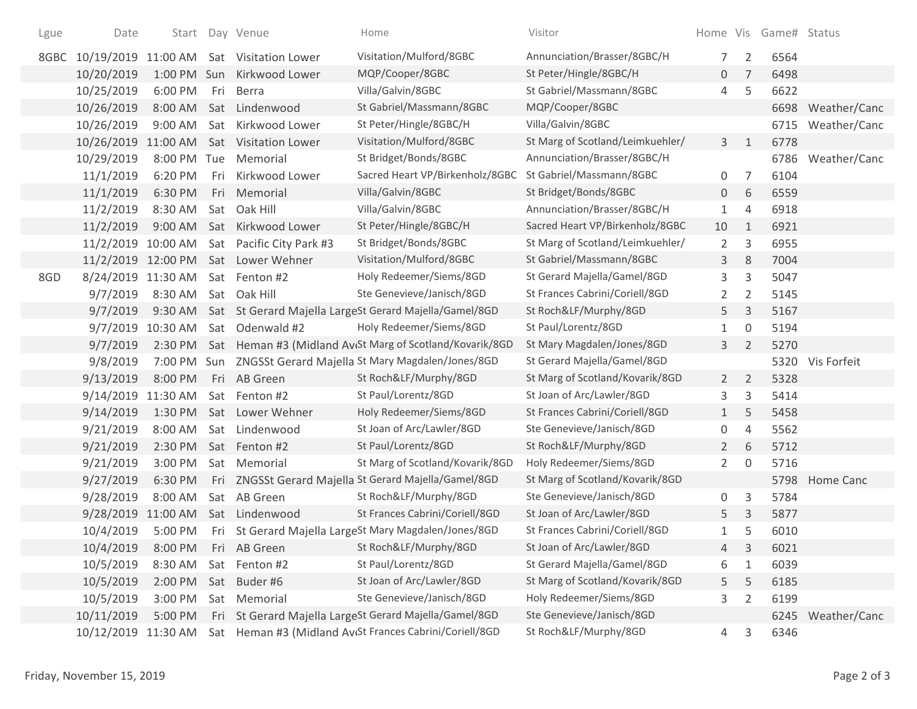| Lgue | Date | Start | Day | Venue | Home | Visitor | Home | Vis | Game# | Status |
|---|---|---|---|---|---|---|---|---|---|---|
| 8GBC | 10/19/2019 | 11:00 AM | Sat | Visitation Lower | Visitation/Mulford/8GBC | Annunciation/Brasser/8GBC/H | 7 | 2 | 6564 | |
| | 10/20/2019 | 1:00 PM | Sun | Kirkwood Lower | MQP/Cooper/8GBC | St Peter/Hingle/8GBC/H | 0 | 7 | 6498 | |
| | 10/25/2019 | 6:00 PM | Fri | Berra | Villa/Galvin/8GBC | St Gabriel/Massmann/8GBC | 4 | 5 | 6622 | |
| | 10/26/2019 | 8:00 AM | Sat | Lindenwood | St Gabriel/Massmann/8GBC | MQP/Cooper/8GBC | | | 6698 | Weather/Canc |
| | 10/26/2019 | 9:00 AM | Sat | Kirkwood Lower | St Peter/Hingle/8GBC/H | Villa/Galvin/8GBC | | | 6715 | Weather/Canc |
| | 10/26/2019 | 11:00 AM | Sat | Visitation Lower | Visitation/Mulford/8GBC | St Marg of Scotland/Leimkuehler/ | 3 | 1 | 6778 | |
| | 10/29/2019 | 8:00 PM | Tue | Memorial | St Bridget/Bonds/8GBC | Annunciation/Brasser/8GBC/H | | | 6786 | Weather/Canc |
| | 11/1/2019 | 6:20 PM | Fri | Kirkwood Lower | Sacred Heart VP/Birkenholz/8GBC | St Gabriel/Massmann/8GBC | 0 | 7 | 6104 | |
| | 11/1/2019 | 6:30 PM | Fri | Memorial | Villa/Galvin/8GBC | St Bridget/Bonds/8GBC | 0 | 6 | 6559 | |
| | 11/2/2019 | 8:30 AM | Sat | Oak Hill | Villa/Galvin/8GBC | Annunciation/Brasser/8GBC/H | 1 | 4 | 6918 | |
| | 11/2/2019 | 9:00 AM | Sat | Kirkwood Lower | St Peter/Hingle/8GBC/H | Sacred Heart VP/Birkenholz/8GBC | 10 | 1 | 6921 | |
| | 11/2/2019 | 10:00 AM | Sat | Pacific City Park #3 | St Bridget/Bonds/8GBC | St Marg of Scotland/Leimkuehler/ | 2 | 3 | 6955 | |
| | 11/2/2019 | 12:00 PM | Sat | Lower Wehner | Visitation/Mulford/8GBC | St Gabriel/Massmann/8GBC | 3 | 8 | 7004 | |
| 8GD | 8/24/2019 | 11:30 AM | Sat | Fenton #2 | Holy Redeemer/Siems/8GD | St Gerard Majella/Gamel/8GD | 3 | 3 | 5047 | |
| | 9/7/2019 | 8:30 AM | Sat | Oak Hill | Ste Genevieve/Janisch/8GD | St Frances Cabrini/Coriell/8GD | 2 | 2 | 5145 | |
| | 9/7/2019 | 9:30 AM | Sat | St Gerard Majella Large | St Gerard Majella/Gamel/8GD | St Roch&LF/Murphy/8GD | 5 | 3 | 5167 | |
| | 9/7/2019 | 10:30 AM | Sat | Odenwald #2 | Holy Redeemer/Siems/8GD | St Paul/Lorentz/8GD | 1 | 0 | 5194 | |
| | 9/7/2019 | 2:30 PM | Sat | Heman #3 (Midland Av | St Marg of Scotland/Kovarik/8GD | St Mary Magdalen/Jones/8GD | 3 | 2 | 5270 | |
| | 9/8/2019 | 7:00 PM | Sun | ZNGSSt Gerard Majella | St Mary Magdalen/Jones/8GD | St Gerard Majella/Gamel/8GD | | | 5320 | Vis Forfeit |
| | 9/13/2019 | 8:00 PM | Fri | AB Green | St Roch&LF/Murphy/8GD | St Marg of Scotland/Kovarik/8GD | 2 | 2 | 5328 | |
| | 9/14/2019 | 11:30 AM | Sat | Fenton #2 | St Paul/Lorentz/8GD | St Joan of Arc/Lawler/8GD | 3 | 3 | 5414 | |
| | 9/14/2019 | 1:30 PM | Sat | Lower Wehner | Holy Redeemer/Siems/8GD | St Frances Cabrini/Coriell/8GD | 1 | 5 | 5458 | |
| | 9/21/2019 | 8:00 AM | Sat | Lindenwood | St Joan of Arc/Lawler/8GD | Ste Genevieve/Janisch/8GD | 0 | 4 | 5562 | |
| | 9/21/2019 | 2:30 PM | Sat | Fenton #2 | St Paul/Lorentz/8GD | St Roch&LF/Murphy/8GD | 2 | 6 | 5712 | |
| | 9/21/2019 | 3:00 PM | Sat | Memorial | St Marg of Scotland/Kovarik/8GD | Holy Redeemer/Siems/8GD | 2 | 0 | 5716 | |
| | 9/27/2019 | 6:30 PM | Fri | ZNGSSt Gerard Majella | St Gerard Majella/Gamel/8GD | St Marg of Scotland/Kovarik/8GD | | | 5798 | Home Canc |
| | 9/28/2019 | 8:00 AM | Sat | AB Green | St Roch&LF/Murphy/8GD | Ste Genevieve/Janisch/8GD | 0 | 3 | 5784 | |
| | 9/28/2019 | 11:00 AM | Sat | Lindenwood | St Frances Cabrini/Coriell/8GD | St Joan of Arc/Lawler/8GD | 5 | 3 | 5877 | |
| | 10/4/2019 | 5:00 PM | Fri | St Gerard Majella Large | St Mary Magdalen/Jones/8GD | St Frances Cabrini/Coriell/8GD | 1 | 5 | 6010 | |
| | 10/4/2019 | 8:00 PM | Fri | AB Green | St Roch&LF/Murphy/8GD | St Joan of Arc/Lawler/8GD | 4 | 3 | 6021 | |
| | 10/5/2019 | 8:30 AM | Sat | Fenton #2 | St Paul/Lorentz/8GD | St Gerard Majella/Gamel/8GD | 6 | 1 | 6039 | |
| | 10/5/2019 | 2:00 PM | Sat | Buder #6 | St Joan of Arc/Lawler/8GD | St Marg of Scotland/Kovarik/8GD | 5 | 5 | 6185 | |
| | 10/5/2019 | 3:00 PM | Sat | Memorial | Ste Genevieve/Janisch/8GD | Holy Redeemer/Siems/8GD | 3 | 2 | 6199 | |
| | 10/11/2019 | 5:00 PM | Fri | St Gerard Majella Large | St Gerard Majella/Gamel/8GD | Ste Genevieve/Janisch/8GD | | | 6245 | Weather/Canc |
| | 10/12/2019 | 11:30 AM | Sat | Heman #3 (Midland Av | St Frances Cabrini/Coriell/8GD | St Roch&LF/Murphy/8GD | 4 | 3 | 6346 | |

Friday, November 15, 2019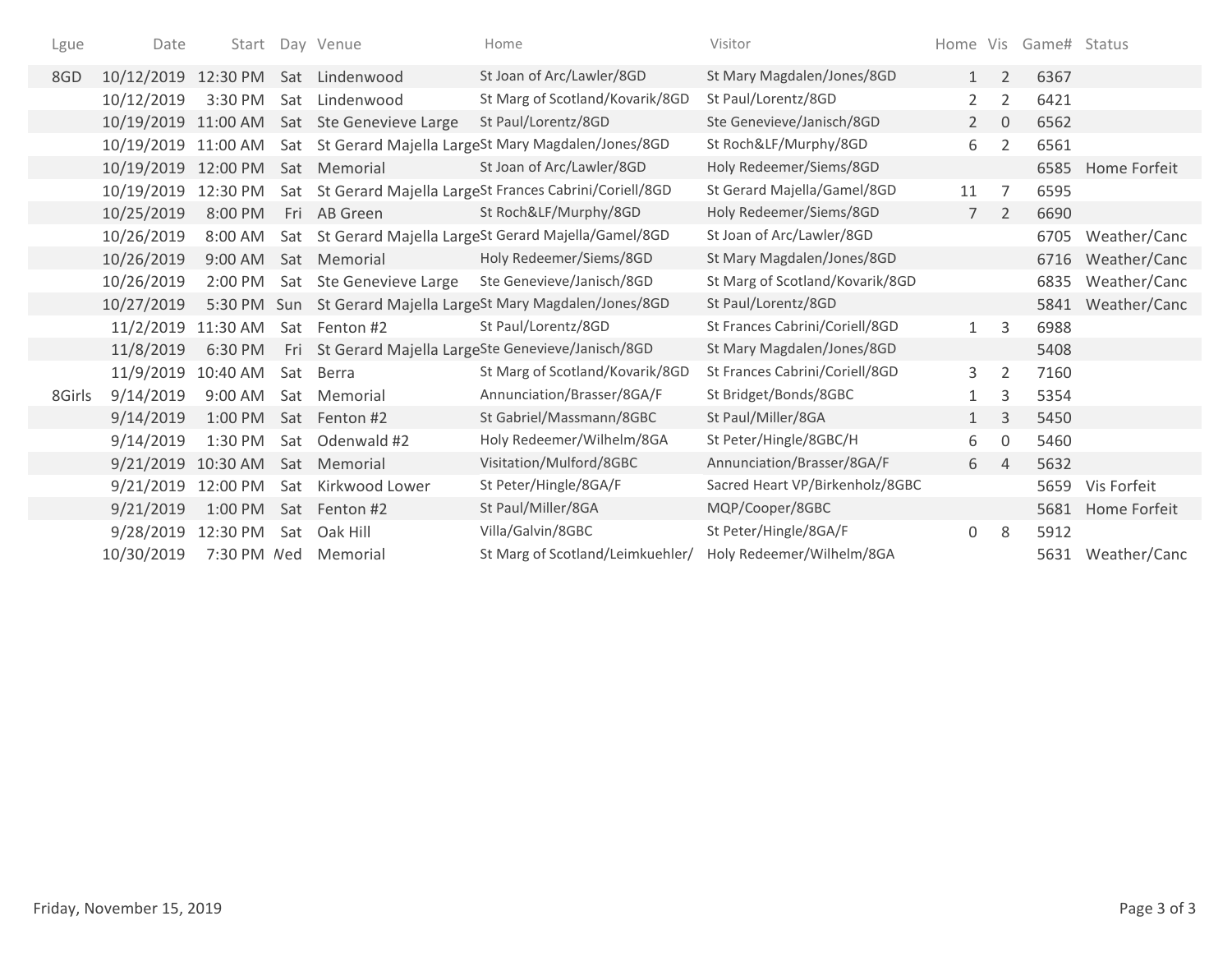| Lgue | Date | Start | Day | Venue | Home | Visitor | Home | Vis | Game# | Status |
|---|---|---|---|---|---|---|---|---|---|---|
| 8GD | 10/12/2019 | 12:30 PM | Sat | Lindenwood | St Joan of Arc/Lawler/8GD | St Mary Magdalen/Jones/8GD | 1 | 2 | 6367 | |
| | 10/12/2019 | 3:30 PM | Sat | Lindenwood | St Marg of Scotland/Kovarik/8GD | St Paul/Lorentz/8GD | 2 | 2 | 6421 | |
| | 10/19/2019 | 11:00 AM | Sat | Ste Genevieve Large | St Paul/Lorentz/8GD | Ste Genevieve/Janisch/8GD | 2 | 0 | 6562 | |
| | 10/19/2019 | 11:00 AM | Sat | St Gerard Majella Large | St Mary Magdalen/Jones/8GD | St Roch&LF/Murphy/8GD | 6 | 2 | 6561 | |
| | 10/19/2019 | 12:00 PM | Sat | Memorial | St Joan of Arc/Lawler/8GD | Holy Redeemer/Siems/8GD | | | 6585 | Home Forfeit |
| | 10/19/2019 | 12:30 PM | Sat | St Gerard Majella Large | St Frances Cabrini/Coriell/8GD | St Gerard Majella/Gamel/8GD | 11 | 7 | 6595 | |
| | 10/25/2019 | 8:00 PM | Fri | AB Green | St Roch&LF/Murphy/8GD | Holy Redeemer/Siems/8GD | 7 | 2 | 6690 | |
| | 10/26/2019 | 8:00 AM | Sat | St Gerard Majella Large | St Gerard Majella/Gamel/8GD | St Joan of Arc/Lawler/8GD | | | 6705 | Weather/Canc |
| | 10/26/2019 | 9:00 AM | Sat | Memorial | Holy Redeemer/Siems/8GD | St Mary Magdalen/Jones/8GD | | | 6716 | Weather/Canc |
| | 10/26/2019 | 2:00 PM | Sat | Ste Genevieve Large | Ste Genevieve/Janisch/8GD | St Marg of Scotland/Kovarik/8GD | | | 6835 | Weather/Canc |
| | 10/27/2019 | 5:30 PM | Sun | St Gerard Majella Large | St Mary Magdalen/Jones/8GD | St Paul/Lorentz/8GD | | | 5841 | Weather/Canc |
| | 11/2/2019 | 11:30 AM | Sat | Fenton #2 | St Paul/Lorentz/8GD | St Frances Cabrini/Coriell/8GD | 1 | 3 | 6988 | |
| | 11/8/2019 | 6:30 PM | Fri | St Gerard Majella Large | Ste Genevieve/Janisch/8GD | St Mary Magdalen/Jones/8GD | | | 5408 | |
| | 11/9/2019 | 10:40 AM | Sat | Berra | St Marg of Scotland/Kovarik/8GD | St Frances Cabrini/Coriell/8GD | 3 | 2 | 7160 | |
| 8Girls | 9/14/2019 | 9:00 AM | Sat | Memorial | Annunciation/Brasser/8GA/F | St Bridget/Bonds/8GBC | 1 | 3 | 5354 | |
| | 9/14/2019 | 1:00 PM | Sat | Fenton #2 | St Gabriel/Massmann/8GBC | St Paul/Miller/8GA | 1 | 3 | 5450 | |
| | 9/14/2019 | 1:30 PM | Sat | Odenwald #2 | Holy Redeemer/Wilhelm/8GA | St Peter/Hingle/8GBC/H | 6 | 0 | 5460 | |
| | 9/21/2019 | 10:30 AM | Sat | Memorial | Visitation/Mulford/8GBC | Annunciation/Brasser/8GA/F | 6 | 4 | 5632 | |
| | 9/21/2019 | 12:00 PM | Sat | Kirkwood Lower | St Peter/Hingle/8GA/F | Sacred Heart VP/Birkenholz/8GBC | | | 5659 | Vis Forfeit |
| | 9/21/2019 | 1:00 PM | Sat | Fenton #2 | St Paul/Miller/8GA | MQP/Cooper/8GBC | | | 5681 | Home Forfeit |
| | 9/28/2019 | 12:30 PM | Sat | Oak Hill | Villa/Galvin/8GBC | St Peter/Hingle/8GA/F | 0 | 8 | 5912 | |
| | 10/30/2019 | 7:30 PM | Wed | Memorial | St Marg of Scotland/Leimkuehler/ | Holy Redeemer/Wilhelm/8GA | | | 5631 | Weather/Canc |

Friday, November 15, 2019